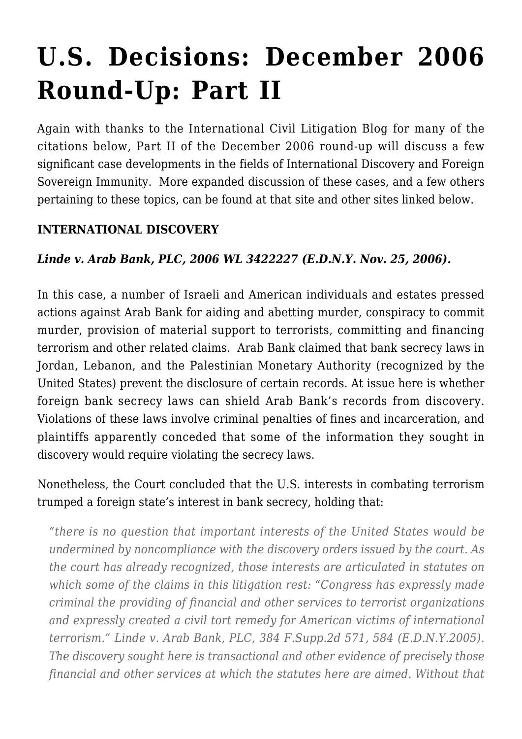# U.S. Decisions: December 2006 Round-Up: Part II

Again with thanks to the International Civil Litigation Blog for many of the citations below, Part II of the December 2006 round-up will discuss a few significant case developments in the fields of International Discovery and Foreign Sovereign Immunity. More expanded discussion of these cases, and a few others pertaining to these topics, can be found at that site and other sites linked below.

**INTERNATIONAL DISCOVERY**

***Linde v. Arab Bank, PLC, 2006 WL 3422227 (E.D.N.Y. Nov. 25, 2006).***

In this case, a number of Israeli and American individuals and estates pressed actions against Arab Bank for aiding and abetting murder, conspiracy to commit murder, provision of material support to terrorists, committing and financing terrorism and other related claims. Arab Bank claimed that bank secrecy laws in Jordan, Lebanon, and the Palestinian Monetary Authority (recognized by the United States) prevent the disclosure of certain records. At issue here is whether foreign bank secrecy laws can shield Arab Bank's records from discovery. Violations of these laws involve criminal penalties of fines and incarceration, and plaintiffs apparently conceded that some of the information they sought in discovery would require violating the secrecy laws.

Nonetheless, the Court concluded that the U.S. interests in combating terrorism trumped a foreign state's interest in bank secrecy, holding that:

> *"there is no question that important interests of the United States would be undermined by noncompliance with the discovery orders issued by the court. As the court has already recognized, those interests are articulated in statutes on which some of the claims in this litigation rest: "Congress has expressly made criminal the providing of financial and other services to terrorist organizations and expressly created a civil tort remedy for American victims of international terrorism." Linde v. Arab Bank, PLC, 384 F.Supp.2d 571, 584 (E.D.N.Y.2005). The discovery sought here is transactional and other evidence of precisely those financial and other services at which the statutes here are aimed. Without that*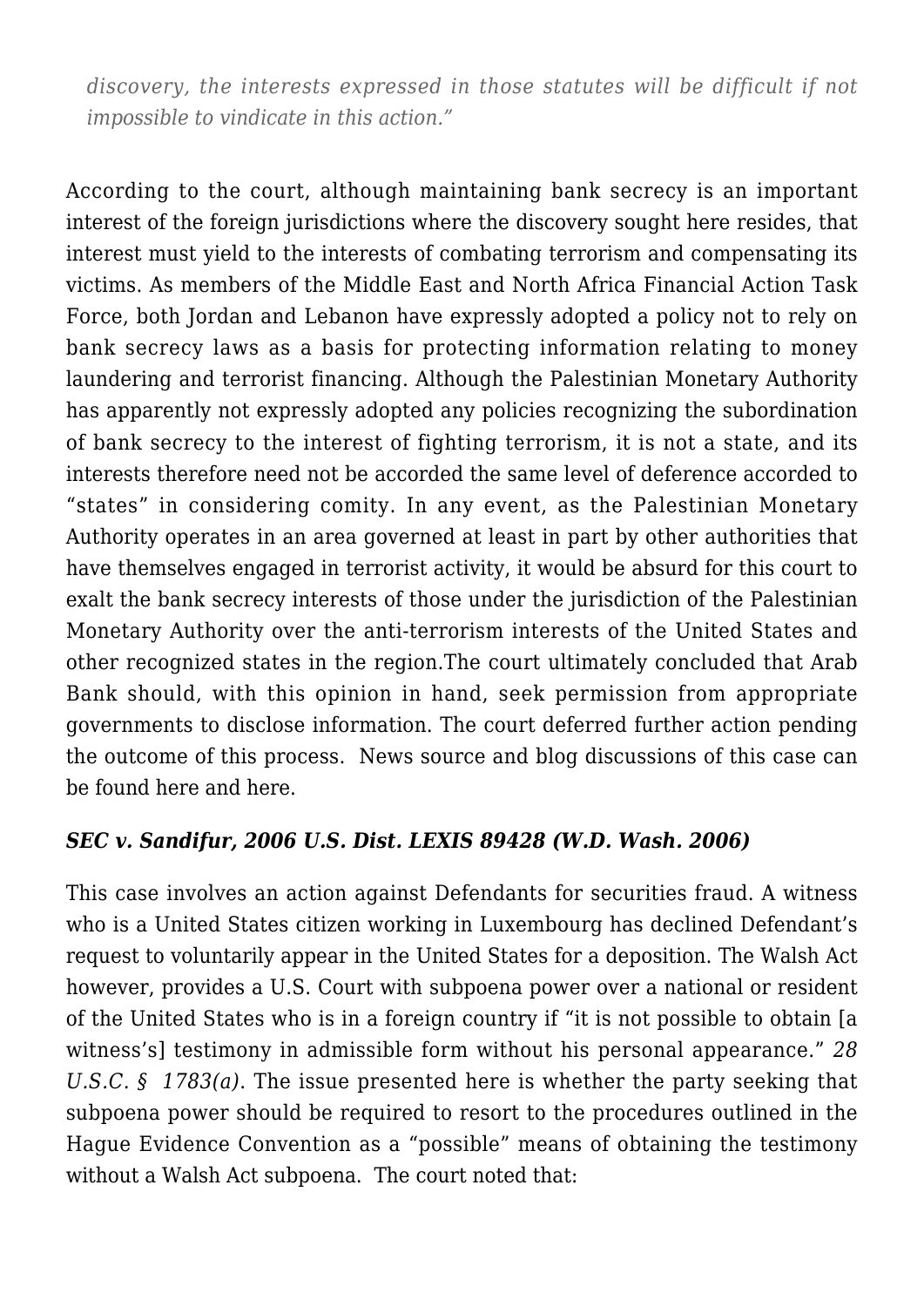> *discovery, the interests expressed in those statutes will be difficult if not impossible to vindicate in this action."*

According to the court, although maintaining bank secrecy is an important interest of the foreign jurisdictions where the discovery sought here resides, that interest must yield to the interests of combating terrorism and compensating its victims. As members of the Middle East and North Africa Financial Action Task Force, both Jordan and Lebanon have expressly adopted a policy not to rely on bank secrecy laws as a basis for protecting information relating to money laundering and terrorist financing. Although the Palestinian Monetary Authority has apparently not expressly adopted any policies recognizing the subordination of bank secrecy to the interest of fighting terrorism, it is not a state, and its interests therefore need not be accorded the same level of deference accorded to "states" in considering comity. In any event, as the Palestinian Monetary Authority operates in an area governed at least in part by other authorities that have themselves engaged in terrorist activity, it would be absurd for this court to exalt the bank secrecy interests of those under the jurisdiction of the Palestinian Monetary Authority over the anti-terrorism interests of the United States and other recognized states in the region.The court ultimately concluded that Arab Bank should, with this opinion in hand, seek permission from appropriate governments to disclose information. The court deferred further action pending the outcome of this process. News source and blog discussions of this case can be found here and here.

### *SEC v. Sandifur, 2006 U.S. Dist. LEXIS 89428 (W.D. Wash. 2006)*

This case involves an action against Defendants for securities fraud. A witness who is a United States citizen working in Luxembourg has declined Defendant's request to voluntarily appear in the United States for a deposition. The Walsh Act however, provides a U.S. Court with subpoena power over a national or resident of the United States who is in a foreign country if "it is not possible to obtain [a witness's] testimony in admissible form without his personal appearance." *28 U.S.C. § 1783(a)*. The issue presented here is whether the party seeking that subpoena power should be required to resort to the procedures outlined in the Hague Evidence Convention as a "possible" means of obtaining the testimony without a Walsh Act subpoena. The court noted that: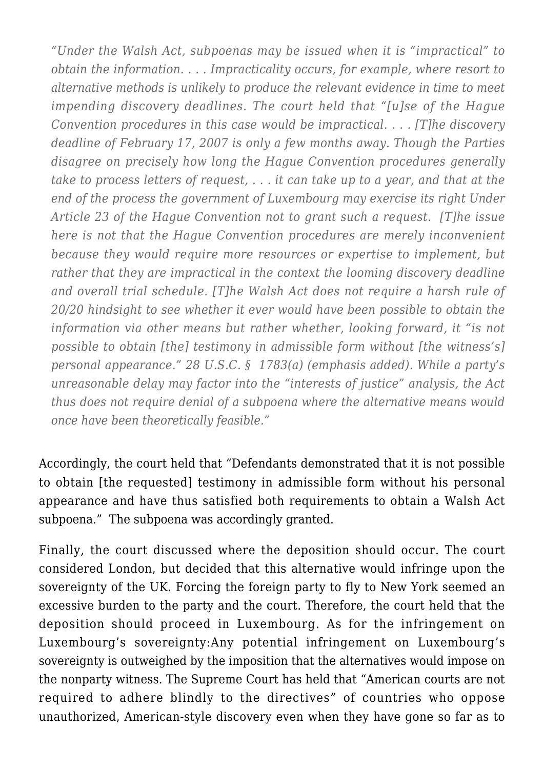*"Under the Walsh Act, subpoenas may be issued when it is "impractical" to obtain the information. . . . Impracticality occurs, for example, where resort to alternative methods is unlikely to produce the relevant evidence in time to meet impending discovery deadlines. The court held that "[u]se of the Hague Convention procedures in this case would be impractical. . . . [T]he discovery deadline of February 17, 2007 is only a few months away. Though the Parties disagree on precisely how long the Hague Convention procedures generally take to process letters of request, . . . it can take up to a year, and that at the end of the process the government of Luxembourg may exercise its right Under Article 23 of the Hague Convention not to grant such a request. [T]he issue here is not that the Hague Convention procedures are merely inconvenient because they would require more resources or expertise to implement, but rather that they are impractical in the context the looming discovery deadline and overall trial schedule. [T]he Walsh Act does not require a harsh rule of 20/20 hindsight to see whether it ever would have been possible to obtain the information via other means but rather whether, looking forward, it "is not possible to obtain [the] testimony in admissible form without [the witness's] personal appearance." 28 U.S.C. § 1783(a) (emphasis added). While a party's unreasonable delay may factor into the "interests of justice" analysis, the Act thus does not require denial of a subpoena where the alternative means would once have been theoretically feasible."*

Accordingly, the court held that "Defendants demonstrated that it is not possible to obtain [the requested] testimony in admissible form without his personal appearance and have thus satisfied both requirements to obtain a Walsh Act subpoena." The subpoena was accordingly granted.

Finally, the court discussed where the deposition should occur. The court considered London, but decided that this alternative would infringe upon the sovereignty of the UK. Forcing the foreign party to fly to New York seemed an excessive burden to the party and the court. Therefore, the court held that the deposition should proceed in Luxembourg. As for the infringement on Luxembourg's sovereignty:Any potential infringement on Luxembourg's sovereignty is outweighed by the imposition that the alternatives would impose on the nonparty witness. The Supreme Court has held that "American courts are not required to adhere blindly to the directives" of countries who oppose unauthorized, American-style discovery even when they have gone so far as to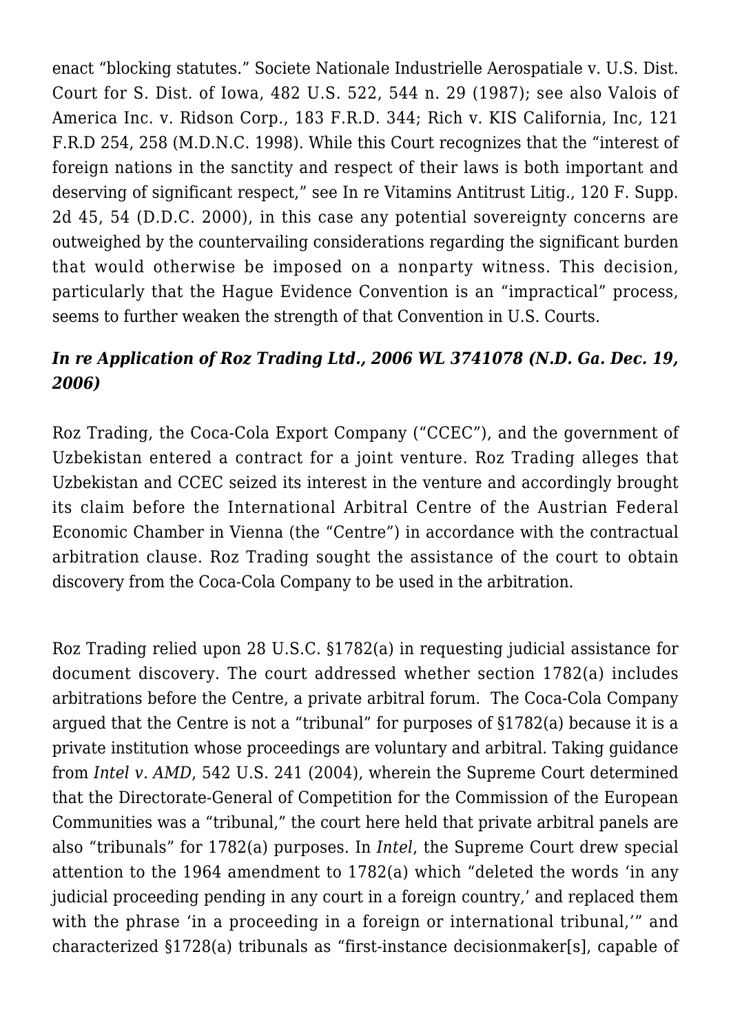enact "blocking statutes." Societe Nationale Industrielle Aerospatiale v. U.S. Dist. Court for S. Dist. of Iowa, 482 U.S. 522, 544 n. 29 (1987); see also Valois of America Inc. v. Ridson Corp., 183 F.R.D. 344; Rich v. KIS California, Inc, 121 F.R.D 254, 258 (M.D.N.C. 1998). While this Court recognizes that the "interest of foreign nations in the sanctity and respect of their laws is both important and deserving of significant respect," see In re Vitamins Antitrust Litig., 120 F. Supp. 2d 45, 54 (D.D.C. 2000), in this case any potential sovereignty concerns are outweighed by the countervailing considerations regarding the significant burden that would otherwise be imposed on a nonparty witness. This decision, particularly that the Hague Evidence Convention is an "impractical" process, seems to further weaken the strength of that Convention in U.S. Courts.

### *In re Application of Roz Trading Ltd., 2006 WL 3741078 (N.D. Ga. Dec. 19, 2006)*

Roz Trading, the Coca-Cola Export Company ("CCEC"), and the government of Uzbekistan entered a contract for a joint venture. Roz Trading alleges that Uzbekistan and CCEC seized its interest in the venture and accordingly brought its claim before the International Arbitral Centre of the Austrian Federal Economic Chamber in Vienna (the "Centre") in accordance with the contractual arbitration clause. Roz Trading sought the assistance of the court to obtain discovery from the Coca-Cola Company to be used in the arbitration.

Roz Trading relied upon 28 U.S.C. §1782(a) in requesting judicial assistance for document discovery. The court addressed whether section 1782(a) includes arbitrations before the Centre, a private arbitral forum. The Coca-Cola Company argued that the Centre is not a "tribunal" for purposes of §1782(a) because it is a private institution whose proceedings are voluntary and arbitral. Taking guidance from *Intel v. AMD*, 542 U.S. 241 (2004), wherein the Supreme Court determined that the Directorate-General of Competition for the Commission of the European Communities was a "tribunal," the court here held that private arbitral panels are also "tribunals" for 1782(a) purposes. In *Intel*, the Supreme Court drew special attention to the 1964 amendment to 1782(a) which "deleted the words 'in any judicial proceeding pending in any court in a foreign country,' and replaced them with the phrase 'in a proceeding in a foreign or international tribunal,'" and characterized §1728(a) tribunals as "first-instance decisionmaker[s], capable of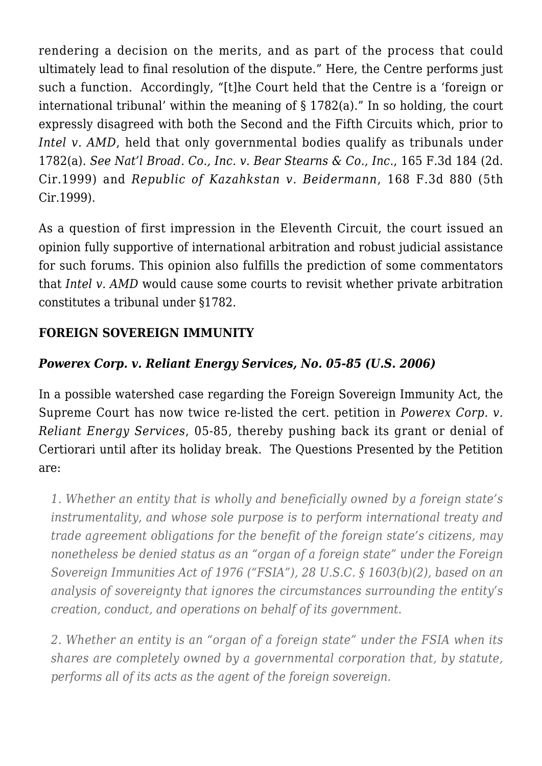rendering a decision on the merits, and as part of the process that could ultimately lead to final resolution of the dispute." Here, the Centre performs just such a function. Accordingly, "[t]he Court held that the Centre is a 'foreign or international tribunal' within the meaning of § 1782(a)." In so holding, the court expressly disagreed with both the Second and the Fifth Circuits which, prior to *Intel v. AMD*, held that only governmental bodies qualify as tribunals under 1782(a). *See Nat'l Broad. Co., Inc. v. Bear Stearns & Co., Inc.*, 165 F.3d 184 (2d. Cir.1999) and *Republic of Kazahkstan v. Beidermann*, 168 F.3d 880 (5th Cir.1999).

As a question of first impression in the Eleventh Circuit, the court issued an opinion fully supportive of international arbitration and robust judicial assistance for such forums. This opinion also fulfills the prediction of some commentators that *Intel v. AMD* would cause some courts to revisit whether private arbitration constitutes a tribunal under §1782.

### FOREIGN SOVEREIGN IMMUNITY

#### *Powerex Corp. v. Reliant Energy Services, No. 05-85 (U.S. 2006)*

In a possible watershed case regarding the Foreign Sovereign Immunity Act, the Supreme Court has now twice re-listed the cert. petition in *Powerex Corp. v. Reliant Energy Services*, 05-85, thereby pushing back its grant or denial of Certiorari until after its holiday break. The Questions Presented by the Petition are:

> *1. Whether an entity that is wholly and beneficially owned by a foreign state's instrumentality, and whose sole purpose is to perform international treaty and trade agreement obligations for the benefit of the foreign state's citizens, may nonetheless be denied status as an "organ of a foreign state" under the Foreign Sovereign Immunities Act of 1976 ("FSIA"), 28 U.S.C. § 1603(b)(2), based on an analysis of sovereignty that ignores the circumstances surrounding the entity's creation, conduct, and operations on behalf of its government.*
>
> *2. Whether an entity is an "organ of a foreign state" under the FSIA when its shares are completely owned by a governmental corporation that, by statute, performs all of its acts as the agent of the foreign sovereign.*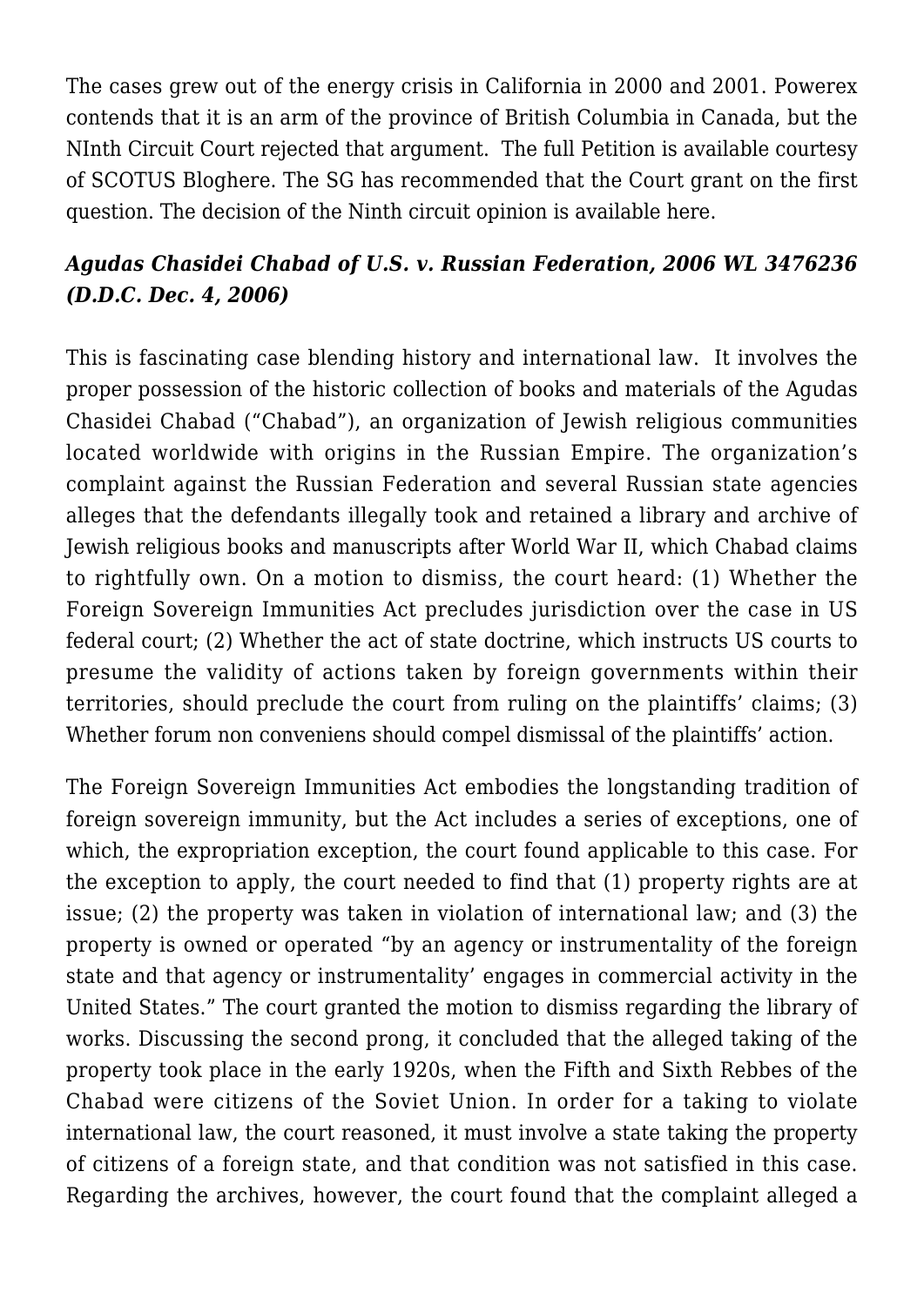The cases grew out of the energy crisis in California in 2000 and 2001. Powerex contends that it is an arm of the province of British Columbia in Canada, but the NInth Circuit Court rejected that argument. The full Petition is available courtesy of SCOTUS Bloghere. The SG has recommended that the Court grant on the first question. The decision of the Ninth circuit opinion is available here.

### ***Agudas Chasidei Chabad of U.S. v. Russian Federation, 2006 WL 3476236 (D.D.C. Dec. 4, 2006)***

This is fascinating case blending history and international law. It involves the proper possession of the historic collection of books and materials of the Agudas Chasidei Chabad ("Chabad"), an organization of Jewish religious communities located worldwide with origins in the Russian Empire. The organization's complaint against the Russian Federation and several Russian state agencies alleges that the defendants illegally took and retained a library and archive of Jewish religious books and manuscripts after World War II, which Chabad claims to rightfully own. On a motion to dismiss, the court heard: (1) Whether the Foreign Sovereign Immunities Act precludes jurisdiction over the case in US federal court; (2) Whether the act of state doctrine, which instructs US courts to presume the validity of actions taken by foreign governments within their territories, should preclude the court from ruling on the plaintiffs' claims; (3) Whether forum non conveniens should compel dismissal of the plaintiffs' action.

The Foreign Sovereign Immunities Act embodies the longstanding tradition of foreign sovereign immunity, but the Act includes a series of exceptions, one of which, the expropriation exception, the court found applicable to this case. For the exception to apply, the court needed to find that (1) property rights are at issue; (2) the property was taken in violation of international law; and (3) the property is owned or operated "by an agency or instrumentality of the foreign state and that agency or instrumentality' engages in commercial activity in the United States." The court granted the motion to dismiss regarding the library of works. Discussing the second prong, it concluded that the alleged taking of the property took place in the early 1920s, when the Fifth and Sixth Rebbes of the Chabad were citizens of the Soviet Union. In order for a taking to violate international law, the court reasoned, it must involve a state taking the property of citizens of a foreign state, and that condition was not satisfied in this case. Regarding the archives, however, the court found that the complaint alleged a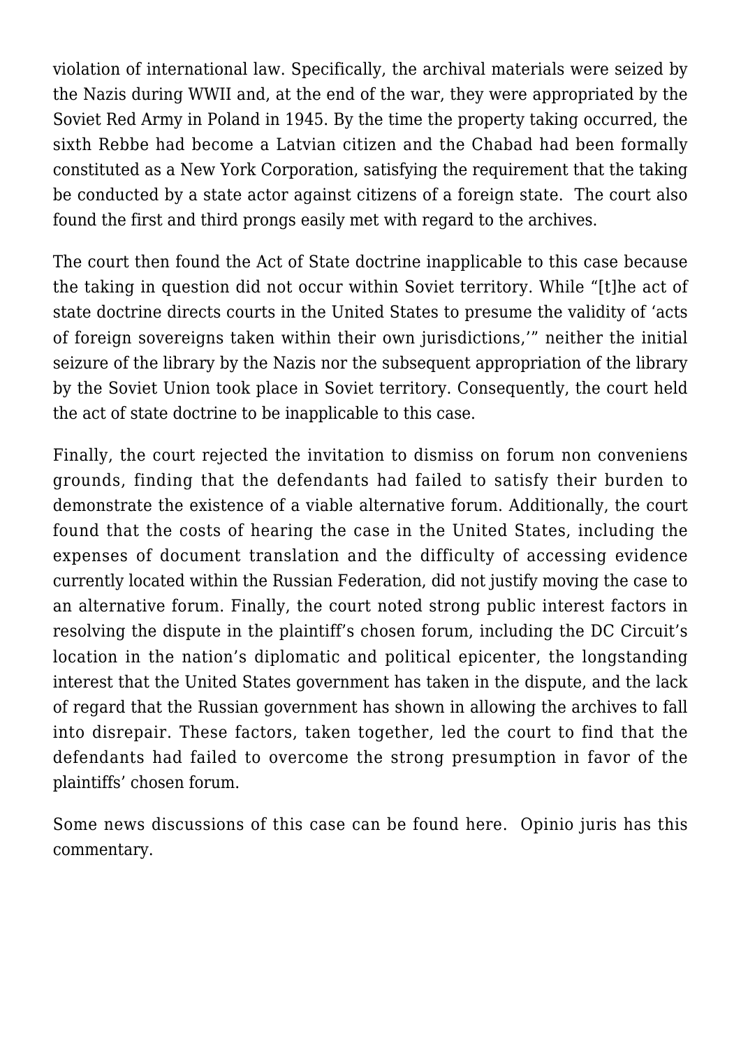violation of international law. Specifically, the archival materials were seized by the Nazis during WWII and, at the end of the war, they were appropriated by the Soviet Red Army in Poland in 1945. By the time the property taking occurred, the sixth Rebbe had become a Latvian citizen and the Chabad had been formally constituted as a New York Corporation, satisfying the requirement that the taking be conducted by a state actor against citizens of a foreign state.  The court also found the first and third prongs easily met with regard to the archives.

The court then found the Act of State doctrine inapplicable to this case because the taking in question did not occur within Soviet territory. While "[t]he act of state doctrine directs courts in the United States to presume the validity of 'acts of foreign sovereigns taken within their own jurisdictions,'" neither the initial seizure of the library by the Nazis nor the subsequent appropriation of the library by the Soviet Union took place in Soviet territory. Consequently, the court held the act of state doctrine to be inapplicable to this case.

Finally, the court rejected the invitation to dismiss on forum non conveniens grounds, finding that the defendants had failed to satisfy their burden to demonstrate the existence of a viable alternative forum. Additionally, the court found that the costs of hearing the case in the United States, including the expenses of document translation and the difficulty of accessing evidence currently located within the Russian Federation, did not justify moving the case to an alternative forum. Finally, the court noted strong public interest factors in resolving the dispute in the plaintiff's chosen forum, including the DC Circuit's location in the nation's diplomatic and political epicenter, the longstanding interest that the United States government has taken in the dispute, and the lack of regard that the Russian government has shown in allowing the archives to fall into disrepair. These factors, taken together, led the court to find that the defendants had failed to overcome the strong presumption in favor of the plaintiffs' chosen forum.

Some news discussions of this case can be found here.  Opinio juris has this commentary.